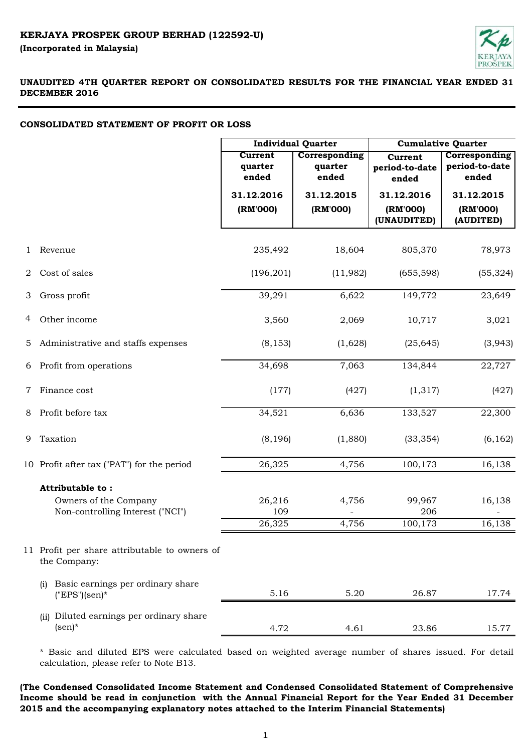**KERJAYA PROSPEK GROUP BERHAD (122592-U)**

**(Incorporated in Malaysia)**

**UNAUDITED 4TH QUARTER REPORT ON CONSOLIDATED RESULTS FOR THE FINANCIAL YEAR ENDED 31 DECEMBER 2016**

**CONSOLIDATED STATEMENT OF PROFIT OR LOSS**

| | | Individual Quarter | | Cumulative Quarter | |
|---|---|---|---|---|---|
| | | Current quarter ended | Corresponding quarter ended | Current period-to-date ended | Corresponding period-to-date ended |
| | | 31.12.2016 (RM'000) | 31.12.2015 (RM'000) | 31.12.2016 (RM'000) (UNAUDITED) | 31.12.2015 (RM'000) (AUDITED) |
| 1 | Revenue | 235,492 | 18,604 | 805,370 | 78,973 |
| 2 | Cost of sales | (196,201) | (11,982) | (655,598) | (55,324) |
| 3 | Gross profit | 39,291 | 6,622 | 149,772 | 23,649 |
| 4 | Other income | 3,560 | 2,069 | 10,717 | 3,021 |
| 5 | Administrative and staffs expenses | (8,153) | (1,628) | (25,645) | (3,943) |
| 6 | Profit from operations | 34,698 | 7,063 | 134,844 | 22,727 |
| 7 | Finance cost | (177) | (427) | (1,317) | (427) |
| 8 | Profit before tax | 34,521 | 6,636 | 133,527 | 22,300 |
| 9 | Taxation | (8,196) | (1,880) | (33,354) | (6,162) |
| 10 | Profit after tax ("PAT") for the period | 26,325 | 4,756 | 100,173 | 16,138 |
| | **Attributable to :** | | | | |
| | Owners of the Company | 26,216 | 4,756 | 99,967 | 16,138 |
| | Non-controlling Interest ("NCI") | 109 | - | 206 | - |
| | | 26,325 | 4,756 | 100,173 | 16,138 |
| 11 | Profit per share attributable to owners of the Company: | | | | |
| | (i) Basic earnings per ordinary share ("EPS")(sen)* | 5.16 | 5.20 | 26.87 | 17.74 |
| | (ii) Diluted earnings per ordinary share (sen)* | 4.72 | 4.61 | 23.86 | 15.77 |

* Basic and diluted EPS were calculated based on weighted average number of shares issued. For detail calculation, please refer to Note B13.

**(The Condensed Consolidated Income Statement and Condensed Consolidated Statement of Comprehensive Income should be read in conjunction with the Annual Financial Report for the Year Ended 31 December 2015 and the accompanying explanatory notes attached to the Interim Financial Statements)**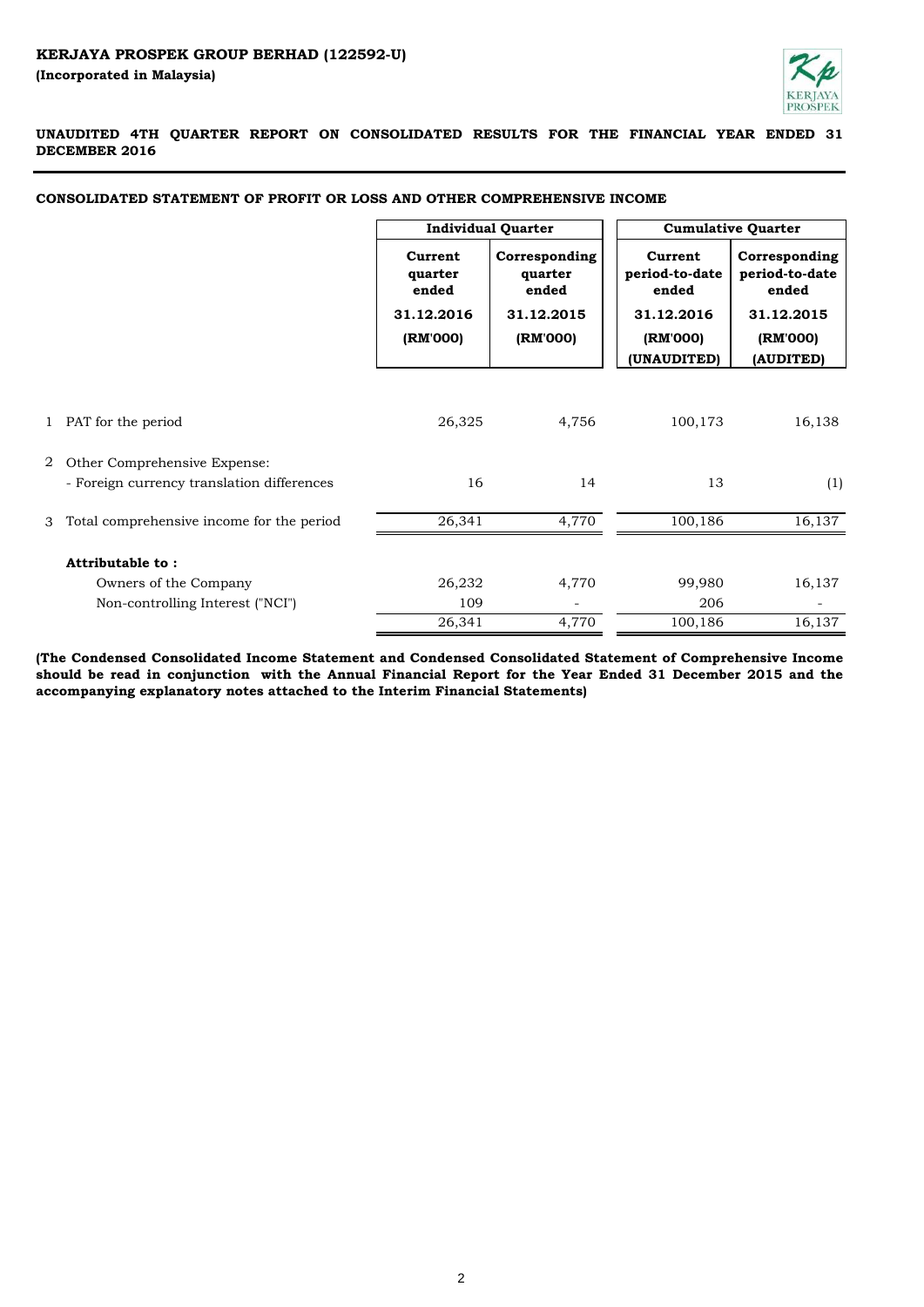**KERJAYA PROSPEK GROUP BERHAD (122592-U)**
**(Incorporated in Malaysia)**

**UNAUDITED 4TH QUARTER REPORT ON CONSOLIDATED RESULTS FOR THE FINANCIAL YEAR ENDED 31 DECEMBER 2016**

**CONSOLIDATED STATEMENT OF PROFIT OR LOSS AND OTHER COMPREHENSIVE INCOME**

| | | Individual Quarter | | Cumulative Quarter | |
|---|---|---|---|---|---|
| | | Current quarter ended 31.12.2016 (RM'000) | Corresponding quarter ended 31.12.2015 (RM'000) | Current period-to-date ended 31.12.2016 (RM'000) (UNAUDITED) | Corresponding period-to-date ended 31.12.2015 (RM'000) (AUDITED) |
| 1 | PAT for the period | 26,325 | 4,756 | 100,173 | 16,138 |
| 2 | Other Comprehensive Expense: | | | | |
| | - Foreign currency translation differences | 16 | 14 | 13 | (1) |
| 3 | Total comprehensive income for the period | 26,341 | 4,770 | 100,186 | 16,137 |
| | **Attributable to :** | | | | |
| | Owners of the Company | 26,232 | 4,770 | 99,980 | 16,137 |
| | Non-controlling Interest ("NCI") | 109 | - | 206 | - |
| | | 26,341 | 4,770 | 100,186 | 16,137 |

**(The Condensed Consolidated Income Statement and Condensed Consolidated Statement of Comprehensive Income should be read in conjunction with the Annual Financial Report for the Year Ended 31 December 2015 and the accompanying explanatory notes attached to the Interim Financial Statements)**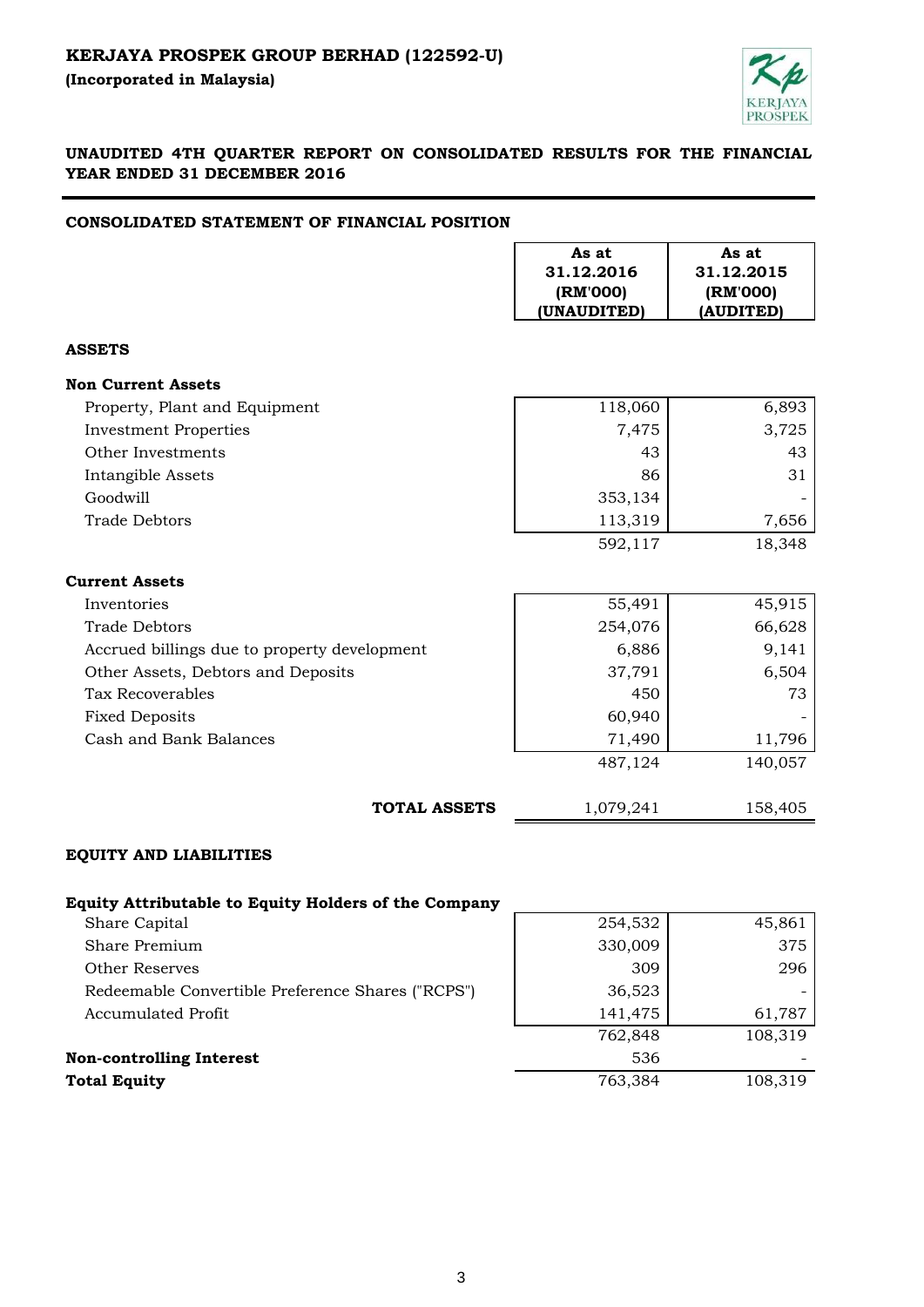**KERJAYA PROSPEK GROUP BERHAD (122592-U)**

**(Incorporated in Malaysia)**

## UNAUDITED 4TH QUARTER REPORT ON CONSOLIDATED RESULTS FOR THE FINANCIAL YEAR ENDED 31 DECEMBER 2016

### CONSOLIDATED STATEMENT OF FINANCIAL POSITION

| | As at 31.12.2016 (RM'000) (UNAUDITED) | As at 31.12.2015 (RM'000) (AUDITED) |
|---|---|---|
| **ASSETS** | | |
| **Non Current Assets** | | |
| Property, Plant and Equipment | 118,060 | 6,893 |
| Investment Properties | 7,475 | 3,725 |
| Other Investments | 43 | 43 |
| Intangible Assets | 86 | 31 |
| Goodwill | 353,134 | - |
| Trade Debtors | 113,319 | 7,656 |
| | 592,117 | 18,348 |
| **Current Assets** | | |
| Inventories | 55,491 | 45,915 |
| Trade Debtors | 254,076 | 66,628 |
| Accrued billings due to property development | 6,886 | 9,141 |
| Other Assets, Debtors and Deposits | 37,791 | 6,504 |
| Tax Recoverables | 450 | 73 |
| Fixed Deposits | 60,940 | - |
| Cash and Bank Balances | 71,490 | 11,796 |
| | 487,124 | 140,057 |
| **TOTAL ASSETS** | 1,079,241 | 158,405 |
| **EQUITY AND LIABILITIES** | | |
| **Equity Attributable to Equity Holders of the Company** | | |
| Share Capital | 254,532 | 45,861 |
| Share Premium | 330,009 | 375 |
| Other Reserves | 309 | 296 |
| Redeemable Convertible Preference Shares ("RCPS") | 36,523 | - |
| Accumulated Profit | 141,475 | 61,787 |
| | 762,848 | 108,319 |
| **Non-controlling Interest** | 536 | - |
| **Total Equity** | 763,384 | 108,319 |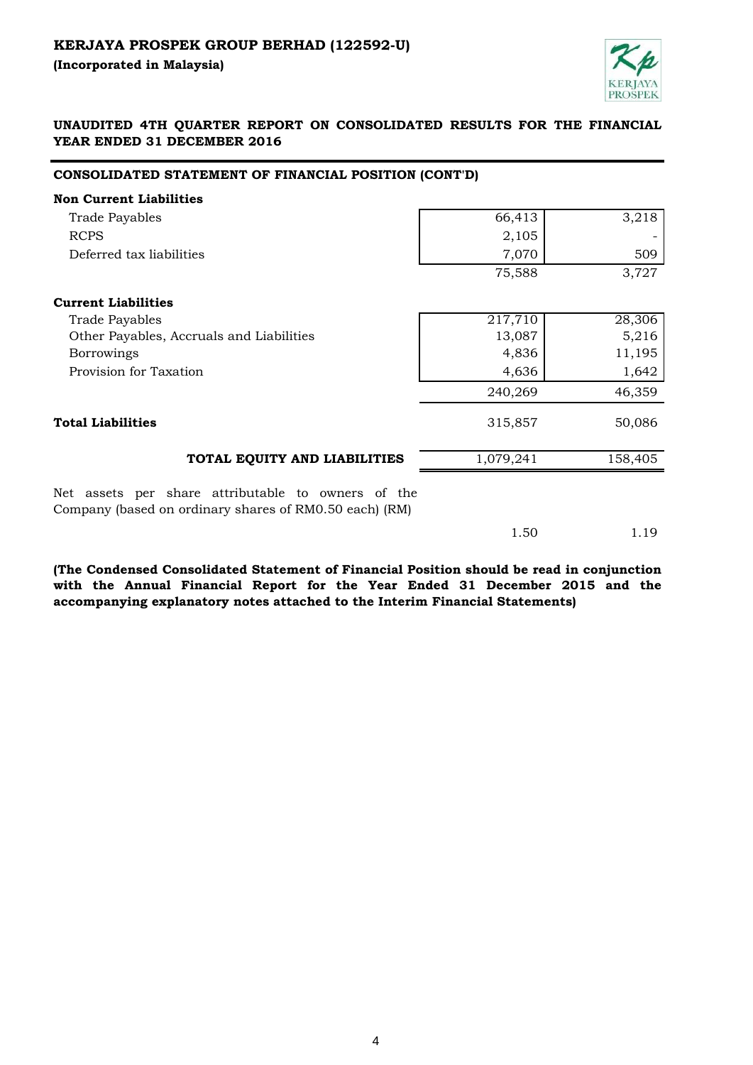**KERJAYA PROSPEK GROUP BERHAD (122592-U)**

**(Incorporated in Malaysia)**

**UNAUDITED 4TH QUARTER REPORT ON CONSOLIDATED RESULTS FOR THE FINANCIAL YEAR ENDED 31 DECEMBER 2016**

**CONSOLIDATED STATEMENT OF FINANCIAL POSITION (CONT'D)**

| | | |
|---|---|---|
| **Non Current Liabilities** | | |
| Trade Payables | 66,413 | 3,218 |
| RCPS | 2,105 | - |
| Deferred tax liabilities | 7,070 | 509 |
| | 75,588 | 3,727 |
| **Current Liabilities** | | |
| Trade Payables | 217,710 | 28,306 |
| Other Payables, Accruals and Liabilities | 13,087 | 5,216 |
| Borrowings | 4,836 | 11,195 |
| Provision for Taxation | 4,636 | 1,642 |
| | 240,269 | 46,359 |
| **Total Liabilities** | 315,857 | 50,086 |
| **TOTAL EQUITY AND LIABILITIES** | 1,079,241 | 158,405 |
| Net assets per share attributable to owners of the Company (based on ordinary shares of RM0.50 each) (RM) | 1.50 | 1.19 |

**(The Condensed Consolidated Statement of Financial Position should be read in conjunction with the Annual Financial Report for the Year Ended 31 December 2015 and the accompanying explanatory notes attached to the Interim Financial Statements)**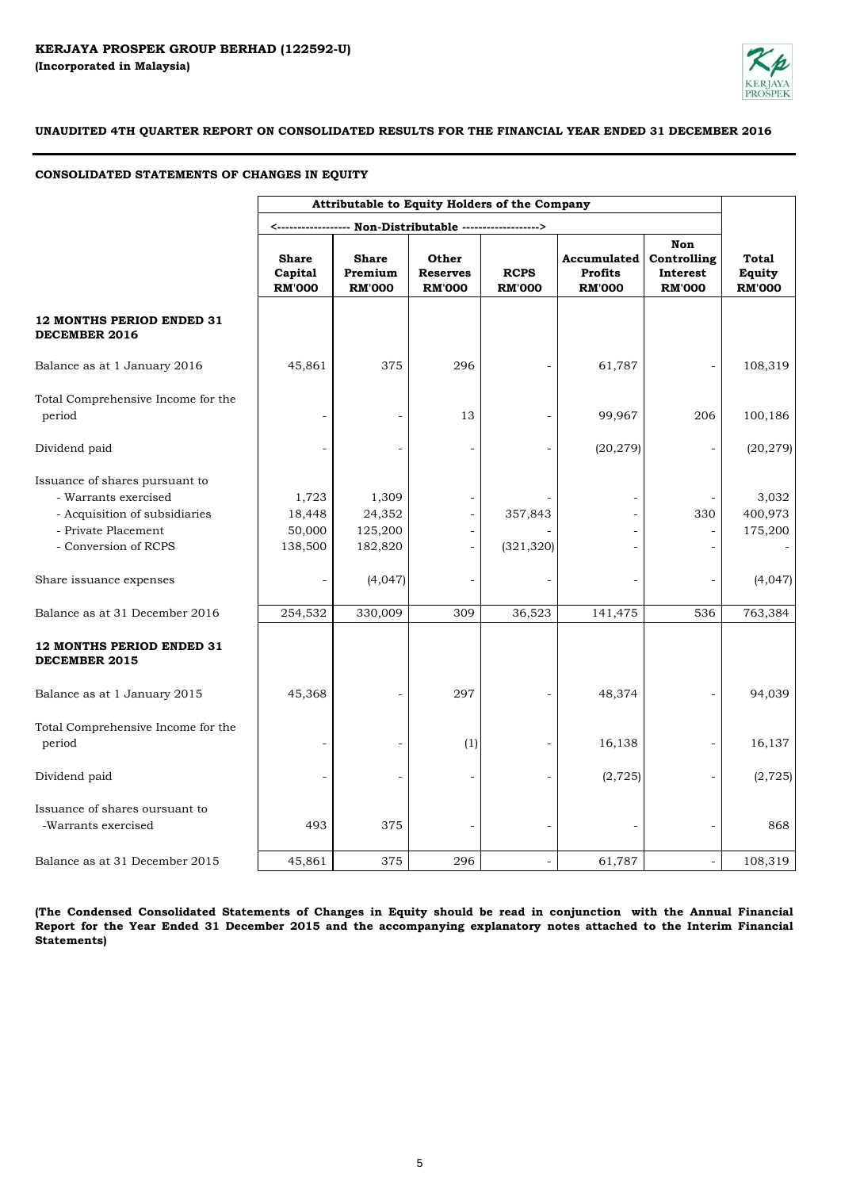**KERJAYA PROSPEK GROUP BERHAD (122592-U)**
**(Incorporated in Malaysia)**

**UNAUDITED 4TH QUARTER REPORT ON CONSOLIDATED RESULTS FOR THE FINANCIAL YEAR ENDED 31 DECEMBER 2016**

**CONSOLIDATED STATEMENTS OF CHANGES IN EQUITY**

| | Attributable to Equity Holders of the Company | | | | | | |
|---|---|---|---|---|---|---|---|
| | <------------------ Non-Distributable ------------------> | | | | | | |
| | Share Capital RM'000 | Share Premium RM'000 | Other Reserves RM'000 | RCPS RM'000 | Accumulated Profits RM'000 | Non Controlling Interest RM'000 | Total Equity RM'000 |
| **12 MONTHS PERIOD ENDED 31 DECEMBER 2016** | | | | | | | |
| Balance as at 1 January 2016 | 45,861 | 375 | 296 | - | 61,787 | - | 108,319 |
| Total Comprehensive Income for the period | - | - | 13 | - | 99,967 | 206 | 100,186 |
| Dividend paid | - | - | - | - | (20,279) | - | (20,279) |
| Issuance of shares pursuant to | | | | | | | |
| - Warrants exercised | 1,723 | 1,309 | - | - | - | - | 3,032 |
| - Acquisition of subsidiaries | 18,448 | 24,352 | - | 357,843 | - | 330 | 400,973 |
| - Private Placement | 50,000 | 125,200 | - | - | - | - | 175,200 |
| - Conversion of RCPS | 138,500 | 182,820 | - | (321,320) | - | - | - |
| Share issuance expenses | - | (4,047) | - | - | - | - | (4,047) |
| Balance as at 31 December 2016 | 254,532 | 330,009 | 309 | 36,523 | 141,475 | 536 | 763,384 |
| **12 MONTHS PERIOD ENDED 31 DECEMBER 2015** | | | | | | | |
| Balance as at 1 January 2015 | 45,368 | - | 297 | - | 48,374 | - | 94,039 |
| Total Comprehensive Income for the period | - | - | (1) | - | 16,138 | - | 16,137 |
| Dividend paid | - | - | - | - | (2,725) | - | (2,725) |
| Issuance of shares oursuant to -Warrants exercised | 493 | 375 | - | - | - | - | 868 |
| Balance as at 31 December 2015 | 45,861 | 375 | 296 | - | 61,787 | - | 108,319 |

**(The Condensed Consolidated Statements of Changes in Equity should be read in conjunction with the Annual Financial Report for the Year Ended 31 December 2015 and the accompanying explanatory notes attached to the Interim Financial Statements)**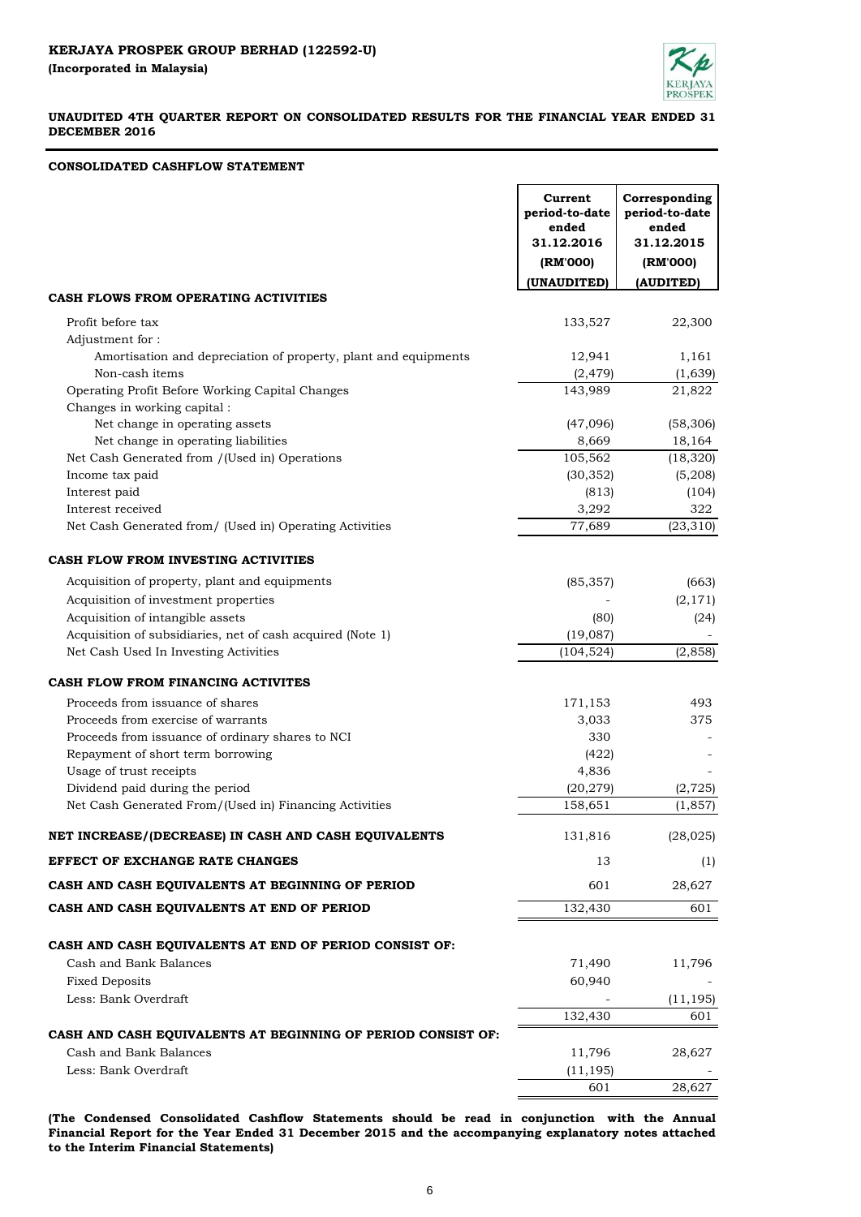**KERJAYA PROSPEK GROUP BERHAD (122592-U)**

**(Incorporated in Malaysia)**

**UNAUDITED 4TH QUARTER REPORT ON CONSOLIDATED RESULTS FOR THE FINANCIAL YEAR ENDED 31 DECEMBER 2016**

**CONSOLIDATED CASHFLOW STATEMENT**

| | Current period-to-date ended 31.12.2016 (RM'000) (UNAUDITED) | Corresponding period-to-date ended 31.12.2015 (RM'000) (AUDITED) |
|---|---|---|
| **CASH FLOWS FROM OPERATING ACTIVITIES** | | |
| Profit before tax | 133,527 | 22,300 |
| Adjustment for : | | |
| Amortisation and depreciation of property, plant and equipments | 12,941 | 1,161 |
| Non-cash items | (2,479) | (1,639) |
| Operating Profit Before Working Capital Changes | 143,989 | 21,822 |
| Changes in working capital : | | |
| Net change in operating assets | (47,096) | (58,306) |
| Net change in operating liabilities | 8,669 | 18,164 |
| Net Cash Generated from /(Used in) Operations | 105,562 | (18,320) |
| Income tax paid | (30,352) | (5,208) |
| Interest paid | (813) | (104) |
| Interest received | 3,292 | 322 |
| Net Cash Generated from/ (Used in) Operating Activities | 77,689 | (23,310) |
| **CASH FLOW FROM INVESTING ACTIVITIES** | | |
| Acquisition of property, plant and equipments | (85,357) | (663) |
| Acquisition of investment properties | - | (2,171) |
| Acquisition of intangible assets | (80) | (24) |
| Acquisition of subsidiaries, net of cash acquired (Note 1) | (19,087) | - |
| Net Cash Used In Investing Activities | (104,524) | (2,858) |
| **CASH FLOW FROM FINANCING ACTIVITES** | | |
| Proceeds from issuance of shares | 171,153 | 493 |
| Proceeds from exercise of warrants | 3,033 | 375 |
| Proceeds from issuance of ordinary shares to NCI | 330 | - |
| Repayment of short term borrowing | (422) | - |
| Usage of trust receipts | 4,836 | - |
| Dividend paid during the period | (20,279) | (2,725) |
| Net Cash Generated From/(Used in) Financing Activities | 158,651 | (1,857) |
| **NET INCREASE/(DECREASE) IN CASH AND CASH EQUIVALENTS** | 131,816 | (28,025) |
| **EFFECT OF EXCHANGE RATE CHANGES** | 13 | (1) |
| **CASH AND CASH EQUIVALENTS AT BEGINNING OF PERIOD** | 601 | 28,627 |
| **CASH AND CASH EQUIVALENTS AT END OF PERIOD** | 132,430 | 601 |
| **CASH AND CASH EQUIVALENTS AT END OF PERIOD CONSIST OF:** | | |
| Cash and Bank Balances | 71,490 | 11,796 |
| Fixed Deposits | 60,940 | - |
| Less: Bank Overdraft | - | (11,195) |
| | 132,430 | 601 |
| **CASH AND CASH EQUIVALENTS AT BEGINNING OF PERIOD CONSIST OF:** | | |
| Cash and Bank Balances | 11,796 | 28,627 |
| Less: Bank Overdraft | (11,195) | - |
| | 601 | 28,627 |

**(The Condensed Consolidated Cashflow Statements should be read in conjunction with the Annual Financial Report for the Year Ended 31 December 2015 and the accompanying explanatory notes attached to the Interim Financial Statements)**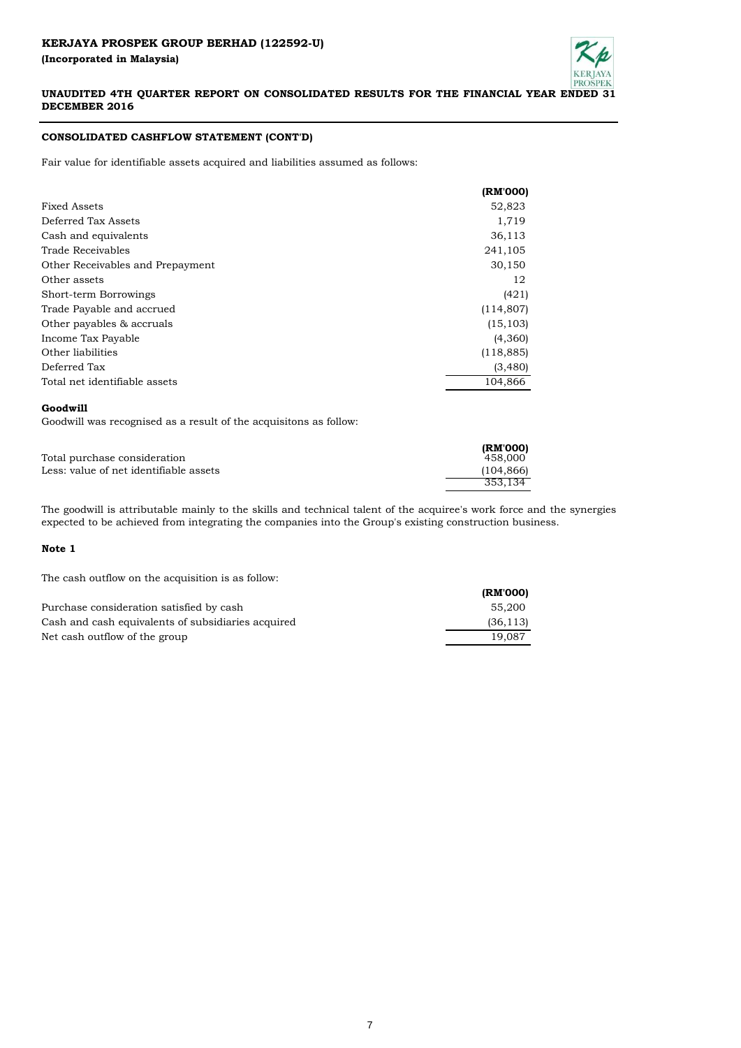## CONSOLIDATED CASHFLOW STATEMENT (CONT'D)

Fair value for identifiable assets acquired and liabilities assumed as follows:

| | (RM'000) |
|---|---|
| Fixed Assets | 52,823 |
| Deferred Tax Assets | 1,719 |
| Cash and equivalents | 36,113 |
| Trade Receivables | 241,105 |
| Other Receivables and Prepayment | 30,150 |
| Other assets | 12 |
| Short-term Borrowings | (421) |
| Trade Payable and accrued | (114,807) |
| Other payables & accruals | (15,103) |
| Income Tax Payable | (4,360) |
| Other liabilities | (118,885) |
| Deferred Tax | (3,480) |
| Total net identifiable assets | 104,866 |

**Goodwill**

Goodwill was recognised as a result of the acquisitons as follow:

| | (RM'000) |
|---|---|
| Total purchase consideration | 458,000 |
| Less: value of net identifiable assets | (104,866) |
| | 353,134 |

The goodwill is attributable mainly to the skills and technical talent of the acquiree's work force and the synergies expected to be achieved from integrating the companies into the Group's existing construction business.

**Note 1**

The cash outflow on the acquisition is as follow:

| | (RM'000) |
|---|---|
| Purchase consideration satisfied by cash | 55,200 |
| Cash and cash equivalents of subsidiaries acquired | (36,113) |
| Net cash outflow of the group | 19,087 |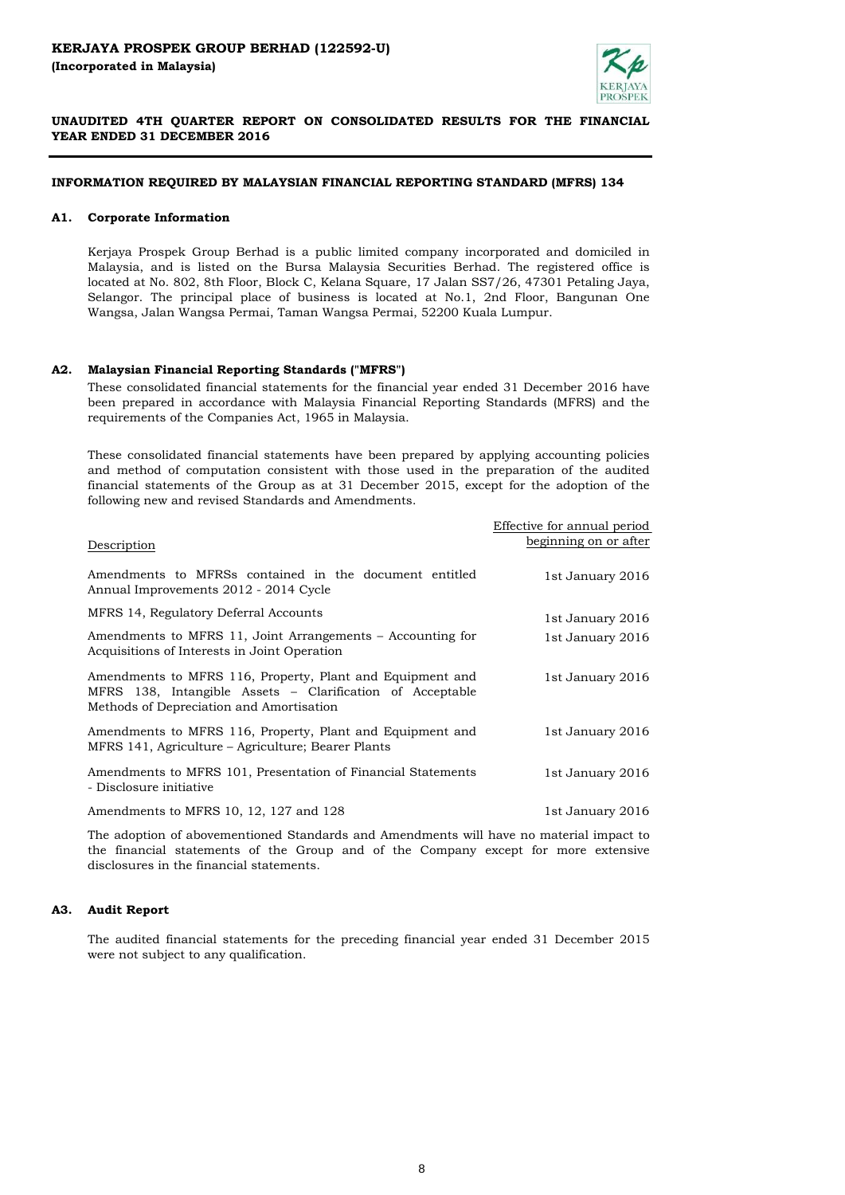**KERJAYA PROSPEK GROUP BERHAD (122592-U)**
**(Incorporated in Malaysia)**

**UNAUDITED 4TH QUARTER REPORT ON CONSOLIDATED RESULTS FOR THE FINANCIAL YEAR ENDED 31 DECEMBER 2016**

## INFORMATION REQUIRED BY MALAYSIAN FINANCIAL REPORTING STANDARD (MFRS) 134

### A1. Corporate Information

Kerjaya Prospek Group Berhad is a public limited company incorporated and domiciled in Malaysia, and is listed on the Bursa Malaysia Securities Berhad. The registered office is located at No. 802, 8th Floor, Block C, Kelana Square, 17 Jalan SS7/26, 47301 Petaling Jaya, Selangor. The principal place of business is located at No.1, 2nd Floor, Bangunan One Wangsa, Jalan Wangsa Permai, Taman Wangsa Permai, 52200 Kuala Lumpur.

### A2. Malaysian Financial Reporting Standards ("MFRS")

These consolidated financial statements for the financial year ended 31 December 2016 have been prepared in accordance with Malaysia Financial Reporting Standards (MFRS) and the requirements of the Companies Act, 1965 in Malaysia.

These consolidated financial statements have been prepared by applying accounting policies and method of computation consistent with those used in the preparation of the audited financial statements of the Group as at 31 December 2015, except for the adoption of the following new and revised Standards and Amendments.

| Description | Effective for annual period beginning on or after |
|---|---|
| Amendments to MFRSs contained in the document entitled Annual Improvements 2012 - 2014 Cycle | 1st January 2016 |
| MFRS 14, Regulatory Deferral Accounts | 1st January 2016 |
| Amendments to MFRS 11, Joint Arrangements – Accounting for Acquisitions of Interests in Joint Operation | 1st January 2016 |
| Amendments to MFRS 116, Property, Plant and Equipment and MFRS 138, Intangible Assets – Clarification of Acceptable Methods of Depreciation and Amortisation | 1st January 2016 |
| Amendments to MFRS 116, Property, Plant and Equipment and MFRS 141, Agriculture – Agriculture; Bearer Plants | 1st January 2016 |
| Amendments to MFRS 101, Presentation of Financial Statements - Disclosure initiative | 1st January 2016 |
| Amendments to MFRS 10, 12, 127 and 128 | 1st January 2016 |

The adoption of abovementioned Standards and Amendments will have no material impact to the financial statements of the Group and of the Company except for more extensive disclosures in the financial statements.

### A3. Audit Report

The audited financial statements for the preceding financial year ended 31 December 2015 were not subject to any qualification.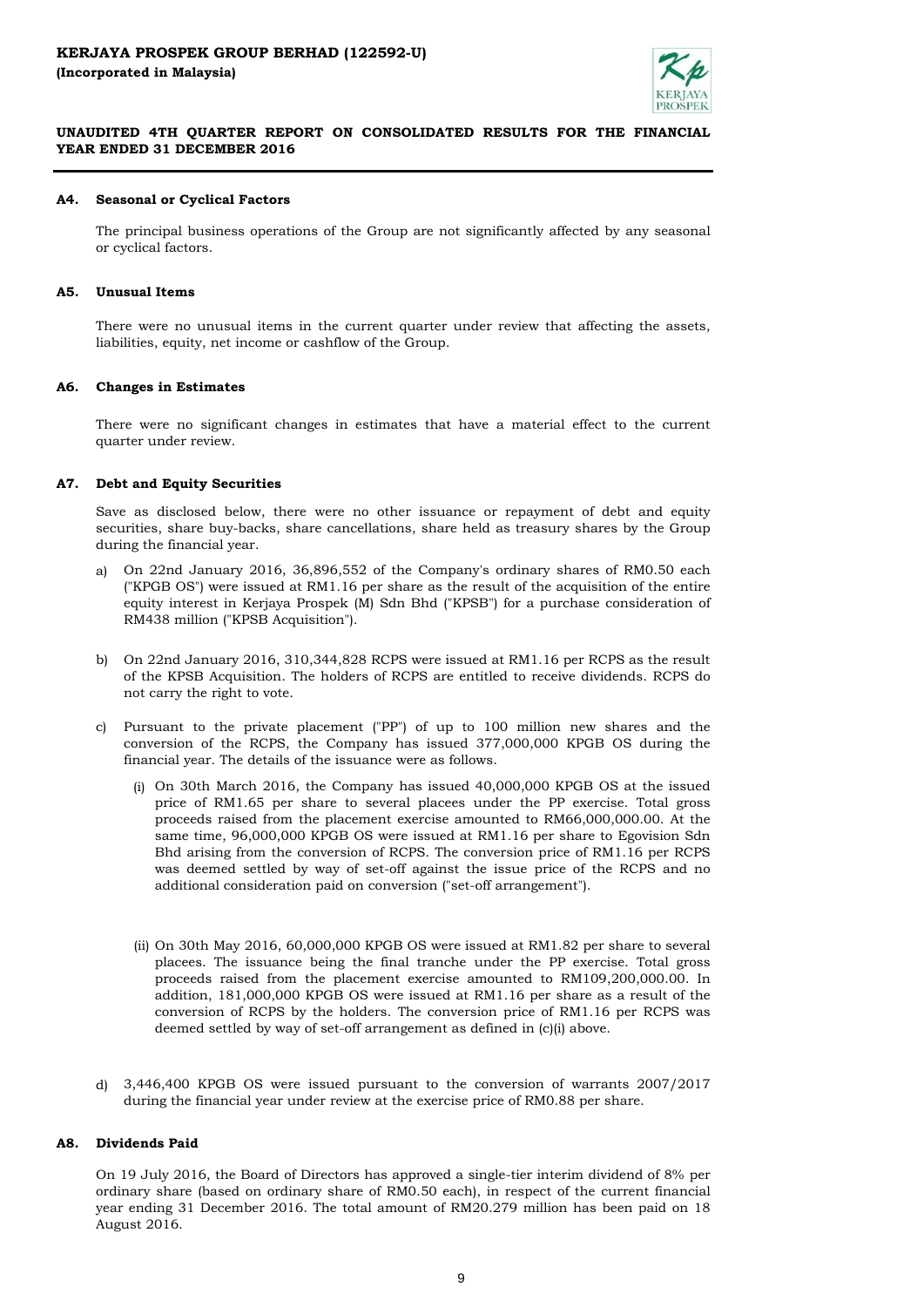## A4. Seasonal or Cyclical Factors

The principal business operations of the Group are not significantly affected by any seasonal or cyclical factors.

## A5. Unusual Items

There were no unusual items in the current quarter under review that affecting the assets, liabilities, equity, net income or cashflow of the Group.

## A6. Changes in Estimates

There were no significant changes in estimates that have a material effect to the current quarter under review.

## A7. Debt and Equity Securities

Save as disclosed below, there were no other issuance or repayment of debt and equity securities, share buy-backs, share cancellations, share held as treasury shares by the Group during the financial year.

a) On 22nd January 2016, 36,896,552 of the Company's ordinary shares of RM0.50 each ("KPGB OS") were issued at RM1.16 per share as the result of the acquisition of the entire equity interest in Kerjaya Prospek (M) Sdn Bhd ("KPSB") for a purchase consideration of RM438 million ("KPSB Acquisition").

b) On 22nd January 2016, 310,344,828 RCPS were issued at RM1.16 per RCPS as the result of the KPSB Acquisition. The holders of RCPS are entitled to receive dividends. RCPS do not carry the right to vote.

c) Pursuant to the private placement ("PP") of up to 100 million new shares and the conversion of the RCPS, the Company has issued 377,000,000 KPGB OS during the financial year. The details of the issuance were as follows.

   (i) On 30th March 2016, the Company has issued 40,000,000 KPGB OS at the issued price of RM1.65 per share to several placees under the PP exercise. Total gross proceeds raised from the placement exercise amounted to RM66,000,000.00. At the same time, 96,000,000 KPGB OS were issued at RM1.16 per share to Egovision Sdn Bhd arising from the conversion of RCPS. The conversion price of RM1.16 per RCPS was deemed settled by way of set-off against the issue price of the RCPS and no additional consideration paid on conversion ("set-off arrangement").

   (ii) On 30th May 2016, 60,000,000 KPGB OS were issued at RM1.82 per share to several placees. The issuance being the final tranche under the PP exercise. Total gross proceeds raised from the placement exercise amounted to RM109,200,000.00. In addition, 181,000,000 KPGB OS were issued at RM1.16 per share as a result of the conversion of RCPS by the holders. The conversion price of RM1.16 per RCPS was deemed settled by way of set-off arrangement as defined in (c)(i) above.

d) 3,446,400 KPGB OS were issued pursuant to the conversion of warrants 2007/2017 during the financial year under review at the exercise price of RM0.88 per share.

## A8. Dividends Paid

On 19 July 2016, the Board of Directors has approved a single-tier interim dividend of 8% per ordinary share (based on ordinary share of RM0.50 each), in respect of the current financial year ending 31 December 2016. The total amount of RM20.279 million has been paid on 18 August 2016.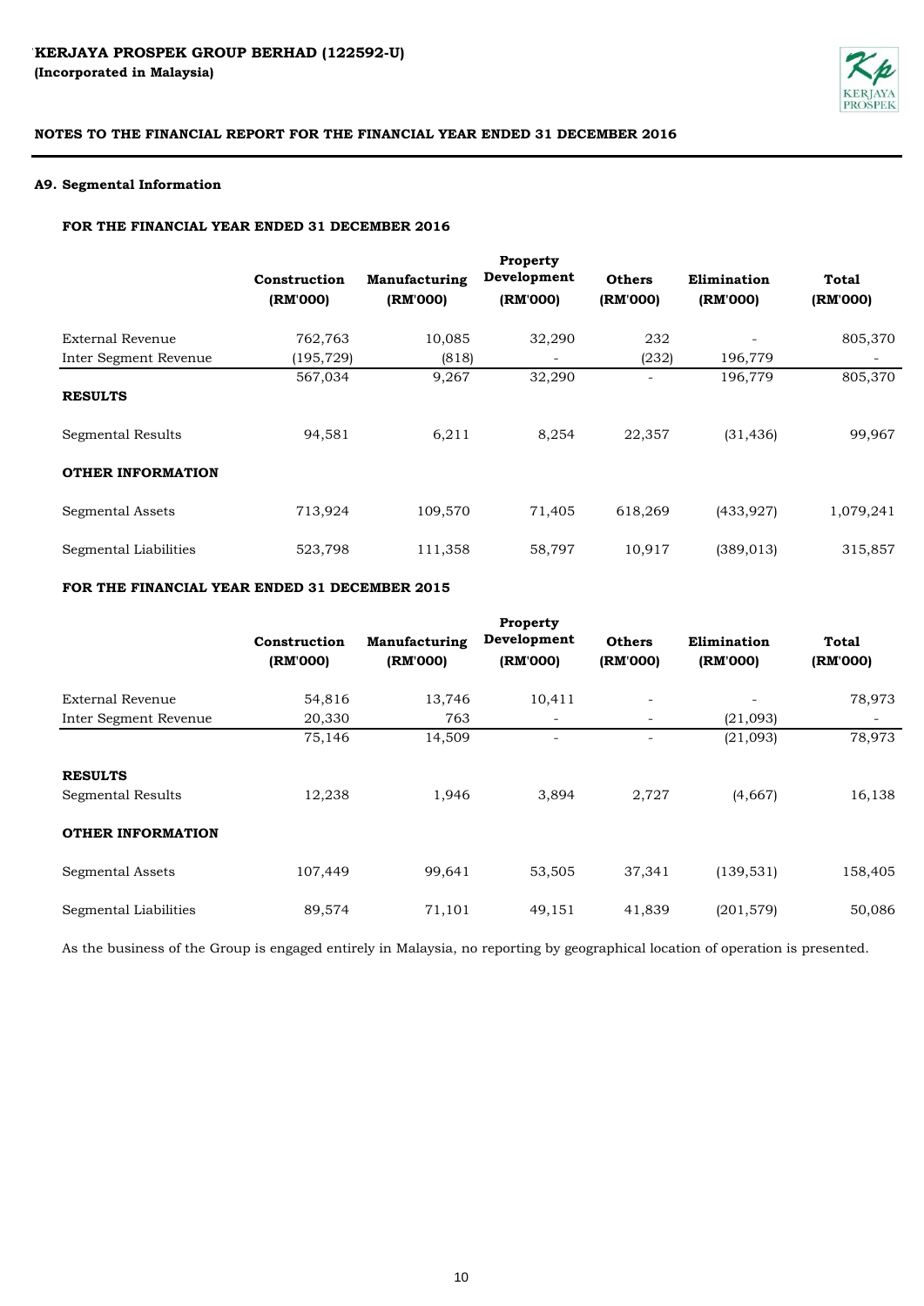**KERJAYA PROSPEK GROUP BERHAD (122592-U)**
**(Incorporated in Malaysia)**

**NOTES TO THE FINANCIAL REPORT FOR THE FINANCIAL YEAR ENDED 31 DECEMBER 2016**

### A9. Segmental Information

**FOR THE FINANCIAL YEAR ENDED 31 DECEMBER 2016**

| | Construction (RM'000) | Manufacturing (RM'000) | Property Development (RM'000) | Others (RM'000) | Elimination (RM'000) | Total (RM'000) |
|---|---|---|---|---|---|---|
| External Revenue | 762,763 | 10,085 | 32,290 | 232 | - | 805,370 |
| Inter Segment Revenue | (195,729) | (818) | - | (232) | 196,779 | - |
| | 567,034 | 9,267 | 32,290 | - | 196,779 | 805,370 |
| **RESULTS** | | | | | | |
| Segmental Results | 94,581 | 6,211 | 8,254 | 22,357 | (31,436) | 99,967 |
| **OTHER INFORMATION** | | | | | | |
| Segmental Assets | 713,924 | 109,570 | 71,405 | 618,269 | (433,927) | 1,079,241 |
| Segmental Liabilities | 523,798 | 111,358 | 58,797 | 10,917 | (389,013) | 315,857 |

**FOR THE FINANCIAL YEAR ENDED 31 DECEMBER 2015**

| | Construction (RM'000) | Manufacturing (RM'000) | Property Development (RM'000) | Others (RM'000) | Elimination (RM'000) | Total (RM'000) |
|---|---|---|---|---|---|---|
| External Revenue | 54,816 | 13,746 | 10,411 | - | - | 78,973 |
| Inter Segment Revenue | 20,330 | 763 | - | - | (21,093) | - |
| | 75,146 | 14,509 | - | - | (21,093) | 78,973 |
| **RESULTS** | | | | | | |
| Segmental Results | 12,238 | 1,946 | 3,894 | 2,727 | (4,667) | 16,138 |
| **OTHER INFORMATION** | | | | | | |
| Segmental Assets | 107,449 | 99,641 | 53,505 | 37,341 | (139,531) | 158,405 |
| Segmental Liabilities | 89,574 | 71,101 | 49,151 | 41,839 | (201,579) | 50,086 |

As the business of the Group is engaged entirely in Malaysia, no reporting by geographical location of operation is presented.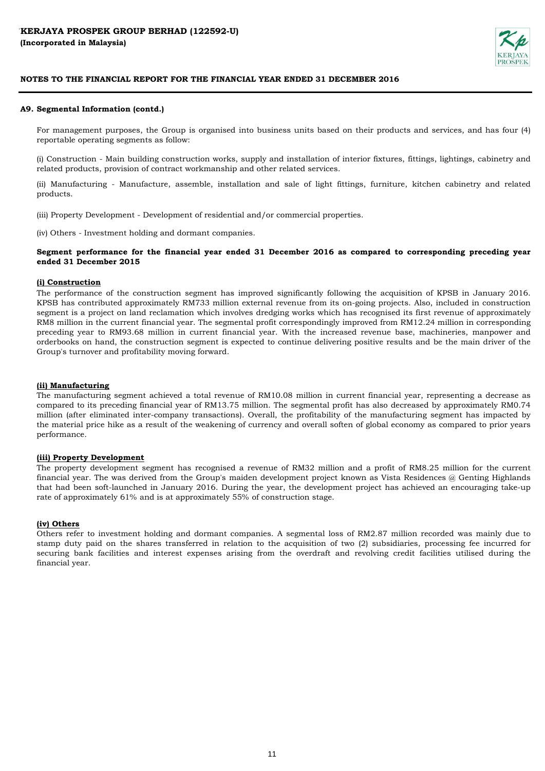**KERJAYA PROSPEK GROUP BERHAD (122592-U)**
**(Incorporated in Malaysia)**

**NOTES TO THE FINANCIAL REPORT FOR THE FINANCIAL YEAR ENDED 31 DECEMBER 2016**

**A9. Segmental Information (contd.)**

For management purposes, the Group is organised into business units based on their products and services, and has four (4) reportable operating segments as follow:

(i) Construction - Main building construction works, supply and installation of interior fixtures, fittings, lightings, cabinetry and related products, provision of contract workmanship and other related services.

(ii) Manufacturing - Manufacture, assemble, installation and sale of light fittings, furniture, kitchen cabinetry and related products.

(iii) Property Development - Development of residential and/or commercial properties.

(iv) Others - Investment holding and dormant companies.

**Segment performance for the financial year ended 31 December 2016 as compared to corresponding preceding year ended 31 December 2015**

**(i) Construction**

The performance of the construction segment has improved significantly following the acquisition of KPSB in January 2016. KPSB has contributed approximately RM733 million external revenue from its on-going projects. Also, included in construction segment is a project on land reclamation which involves dredging works which has recognised its first revenue of approximately RM8 million in the current financial year. The segmental profit correspondingly improved from RM12.24 million in corresponding preceding year to RM93.68 million in current financial year. With the increased revenue base, machineries, manpower and orderbooks on hand, the construction segment is expected to continue delivering positive results and be the main driver of the Group's turnover and profitability moving forward.

**(ii) Manufacturing**

The manufacturing segment achieved a total revenue of RM10.08 million in current financial year, representing a decrease as compared to its preceding financial year of RM13.75 million. The segmental profit has also decreased by approximately RM0.74 million (after eliminated inter-company transactions). Overall, the profitability of the manufacturing segment has impacted by the material price hike as a result of the weakening of currency and overall soften of global economy as compared to prior years performance.

**(iii) Property Development**

The property development segment has recognised a revenue of RM32 million and a profit of RM8.25 million for the current financial year. The was derived from the Group's maiden development project known as Vista Residences @ Genting Highlands that had been soft-launched in January 2016. During the year, the development project has achieved an encouraging take-up rate of approximately 61% and is at approximately 55% of construction stage.

**(iv) Others**

Others refer to investment holding and dormant companies. A segmental loss of RM2.87 million recorded was mainly due to stamp duty paid on the shares transferred in relation to the acquisition of two (2) subsidiaries, processing fee incurred for securing bank facilities and interest expenses arising from the overdraft and revolving credit facilities utilised during the financial year.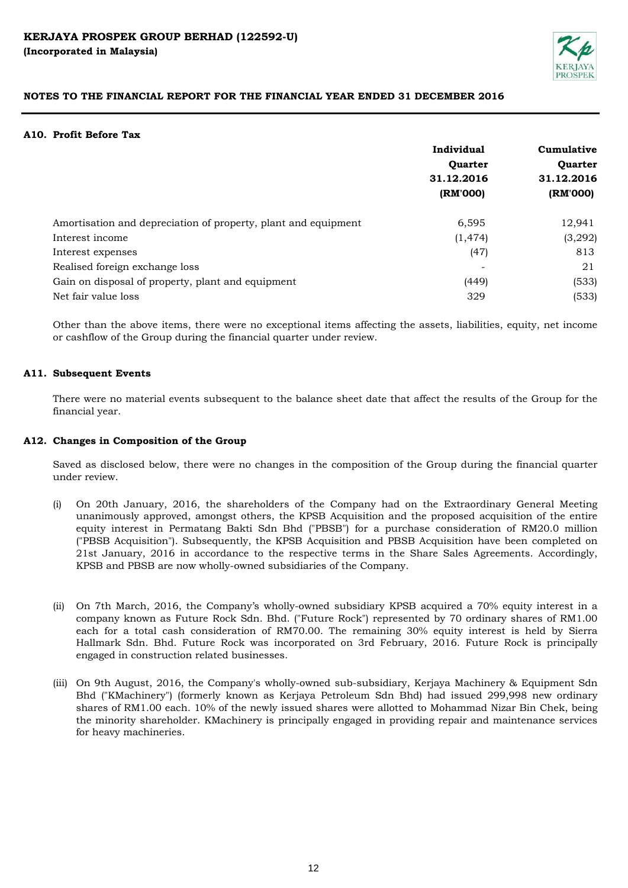# KERJAYA PROSPEK GROUP BERHAD (122592-U)

**(Incorporated in Malaysia)**

## NOTES TO THE FINANCIAL REPORT FOR THE FINANCIAL YEAR ENDED 31 DECEMBER 2016

### A10. Profit Before Tax

| | Individual Quarter 31.12.2016 (RM'000) | Cumulative Quarter 31.12.2016 (RM'000) |
|---|---|---|
| Amortisation and depreciation of property, plant and equipment | 6,595 | 12,941 |
| Interest income | (1,474) | (3,292) |
| Interest expenses | (47) | 813 |
| Realised foreign exchange loss | - | 21 |
| Gain on disposal of property, plant and equipment | (449) | (533) |
| Net fair value loss | 329 | (533) |

Other than the above items, there were no exceptional items affecting the assets, liabilities, equity, net income or cashflow of the Group during the financial quarter under review.

### A11. Subsequent Events

There were no material events subsequent to the balance sheet date that affect the results of the Group for the financial year.

### A12. Changes in Composition of the Group

Saved as disclosed below, there were no changes in the composition of the Group during the financial quarter under review.

(i) On 20th January, 2016, the shareholders of the Company had on the Extraordinary General Meeting unanimously approved, amongst others, the KPSB Acquisition and the proposed acquisition of the entire equity interest in Permatang Bakti Sdn Bhd ("PBSB") for a purchase consideration of RM20.0 million ("PBSB Acquisition"). Subsequently, the KPSB Acquisition and PBSB Acquisition have been completed on 21st January, 2016 in accordance to the respective terms in the Share Sales Agreements. Accordingly, KPSB and PBSB are now wholly-owned subsidiaries of the Company.

(ii) On 7th March, 2016, the Company's wholly-owned subsidiary KPSB acquired a 70% equity interest in a company known as Future Rock Sdn. Bhd. ("Future Rock") represented by 70 ordinary shares of RM1.00 each for a total cash consideration of RM70.00. The remaining 30% equity interest is held by Sierra Hallmark Sdn. Bhd. Future Rock was incorporated on 3rd February, 2016. Future Rock is principally engaged in construction related businesses.

(iii) On 9th August, 2016, the Company's wholly-owned sub-subsidiary, Kerjaya Machinery & Equipment Sdn Bhd ("KMachinery") (formerly known as Kerjaya Petroleum Sdn Bhd) had issued 299,998 new ordinary shares of RM1.00 each. 10% of the newly issued shares were allotted to Mohammad Nizar Bin Chek, being the minority shareholder. KMachinery is principally engaged in providing repair and maintenance services for heavy machineries.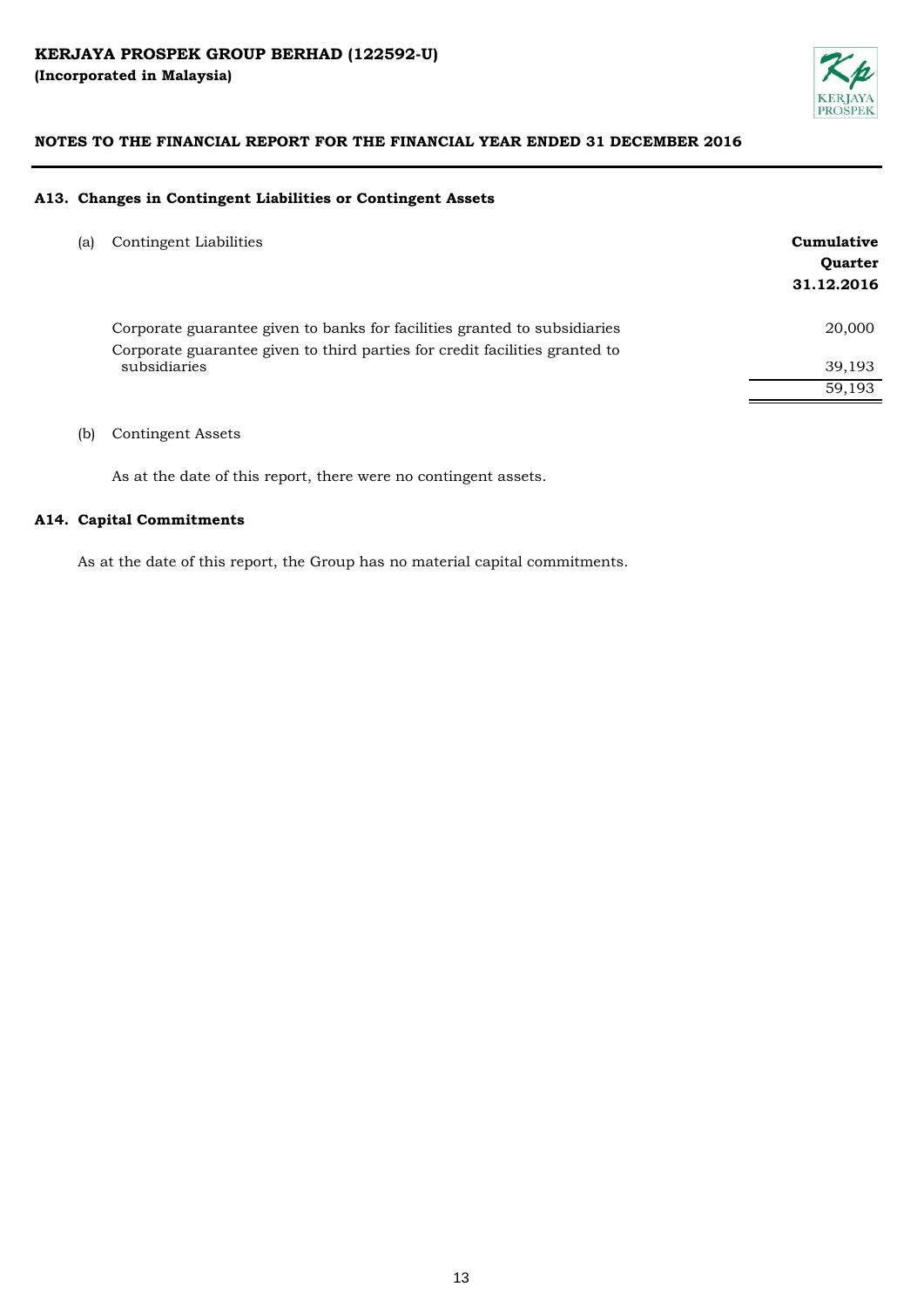## A13. Changes in Contingent Liabilities or Contingent Assets

(a) Contingent Liabilities

| | **Cumulative Quarter 31.12.2016** |
|---|---:|
| Corporate guarantee given to banks for facilities granted to subsidiaries | 20,000 |
| Corporate guarantee given to third parties for credit facilities granted to subsidiaries | 39,193 |
| | 59,193 |

(b) Contingent Assets

As at the date of this report, there were no contingent assets.

## A14. Capital Commitments

As at the date of this report, the Group has no material capital commitments.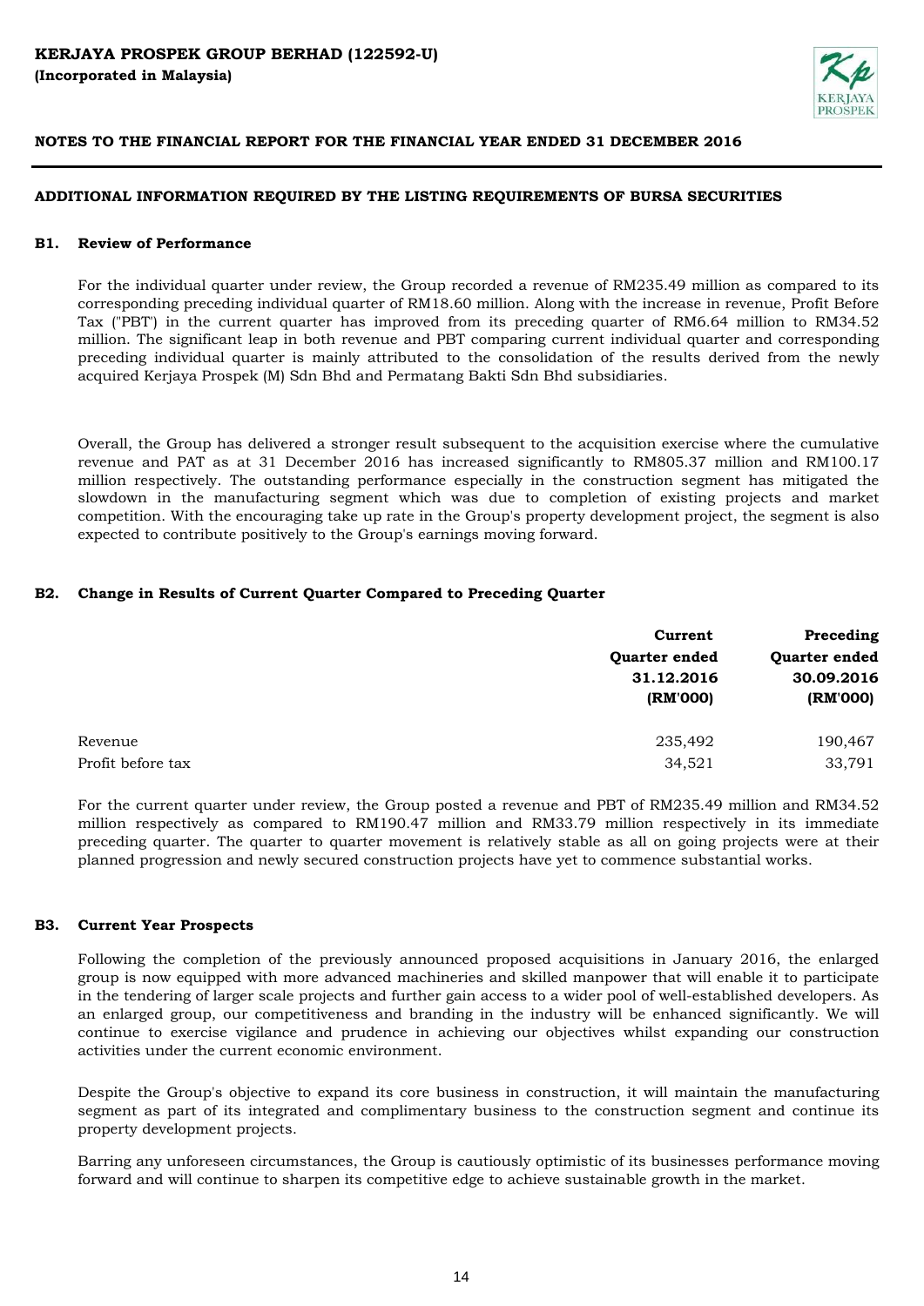**KERJAYA PROSPEK GROUP BERHAD (122592-U)**
**(Incorporated in Malaysia)**

**NOTES TO THE FINANCIAL REPORT FOR THE FINANCIAL YEAR ENDED 31 DECEMBER 2016**

**ADDITIONAL INFORMATION REQUIRED BY THE LISTING REQUIREMENTS OF BURSA SECURITIES**

## B1. Review of Performance

For the individual quarter under review, the Group recorded a revenue of RM235.49 million as compared to its corresponding preceding individual quarter of RM18.60 million. Along with the increase in revenue, Profit Before Tax ("PBT') in the current quarter has improved from its preceding quarter of RM6.64 million to RM34.52 million. The significant leap in both revenue and PBT comparing current individual quarter and corresponding preceding individual quarter is mainly attributed to the consolidation of the results derived from the newly acquired Kerjaya Prospek (M) Sdn Bhd and Permatang Bakti Sdn Bhd subsidiaries.

Overall, the Group has delivered a stronger result subsequent to the acquisition exercise where the cumulative revenue and PAT as at 31 December 2016 has increased significantly to RM805.37 million and RM100.17 million respectively. The outstanding performance especially in the construction segment has mitigated the slowdown in the manufacturing segment which was due to completion of existing projects and market competition. With the encouraging take up rate in the Group's property development project, the segment is also expected to contribute positively to the Group's earnings moving forward.

## B2. Change in Results of Current Quarter Compared to Preceding Quarter

| | Current Quarter ended 31.12.2016 (RM'000) | Preceding Quarter ended 30.09.2016 (RM'000) |
|---|---|---|
| Revenue | 235,492 | 190,467 |
| Profit before tax | 34,521 | 33,791 |

For the current quarter under review, the Group posted a revenue and PBT of RM235.49 million and RM34.52 million respectively as compared to RM190.47 million and RM33.79 million respectively in its immediate preceding quarter. The quarter to quarter movement is relatively stable as all on going projects were at their planned progression and newly secured construction projects have yet to commence substantial works.

## B3. Current Year Prospects

Following the completion of the previously announced proposed acquisitions in January 2016, the enlarged group is now equipped with more advanced machineries and skilled manpower that will enable it to participate in the tendering of larger scale projects and further gain access to a wider pool of well-established developers. As an enlarged group, our competitiveness and branding in the industry will be enhanced significantly. We will continue to exercise vigilance and prudence in achieving our objectives whilst expanding our construction activities under the current economic environment.

Despite the Group's objective to expand its core business in construction, it will maintain the manufacturing segment as part of its integrated and complimentary business to the construction segment and continue its property development projects.

Barring any unforeseen circumstances, the Group is cautiously optimistic of its businesses performance moving forward and will continue to sharpen its competitive edge to achieve sustainable growth in the market.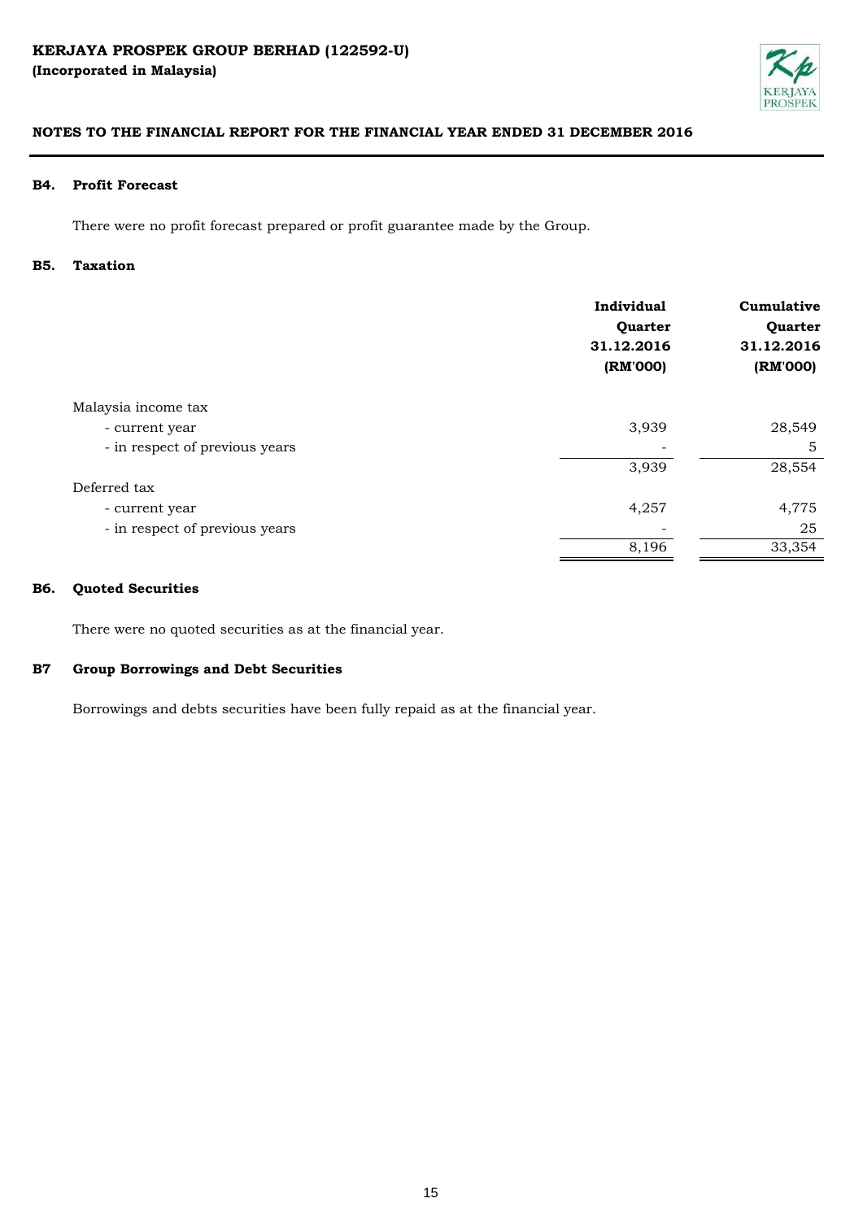**KERJAYA PROSPEK GROUP BERHAD (122592-U)**
**(Incorporated in Malaysia)**

**NOTES TO THE FINANCIAL REPORT FOR THE FINANCIAL YEAR ENDED 31 DECEMBER 2016**

### B4. Profit Forecast

There were no profit forecast prepared or profit guarantee made by the Group.

### B5. Taxation

| | Individual Quarter 31.12.2016 (RM'000) | Cumulative Quarter 31.12.2016 (RM'000) |
|---|---|---|
| Malaysia income tax | | |
| - current year | 3,939 | 28,549 |
| - in respect of previous years | - | 5 |
| | 3,939 | 28,554 |
| Deferred tax | | |
| - current year | 4,257 | 4,775 |
| - in respect of previous years | - | 25 |
| | 8,196 | 33,354 |

### B6. Quoted Securities

There were no quoted securities as at the financial year.

### B7 Group Borrowings and Debt Securities

Borrowings and debts securities have been fully repaid as at the financial year.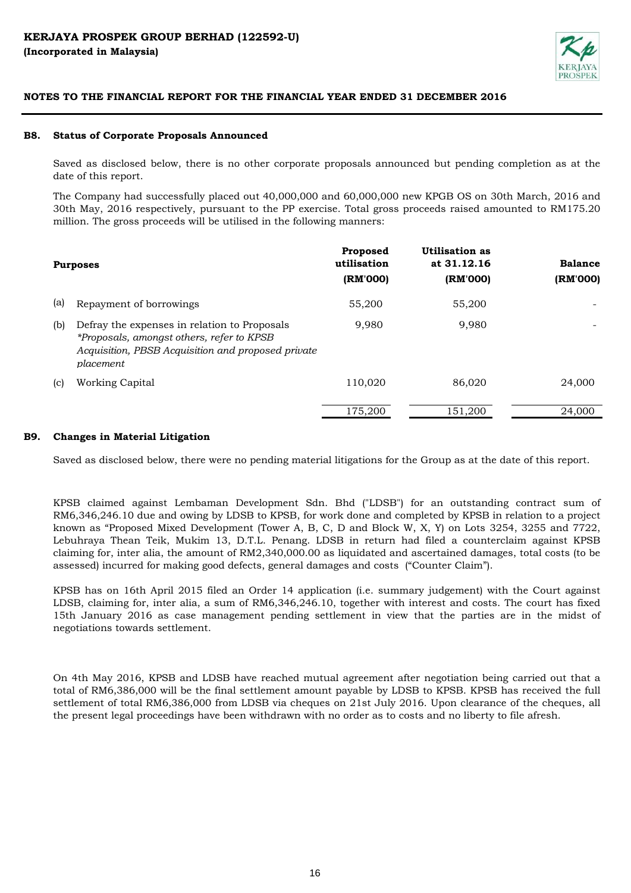## B8. Status of Corporate Proposals Announced

Saved as disclosed below, there is no other corporate proposals announced but pending completion as at the date of this report.

The Company had successfully placed out 40,000,000 and 60,000,000 new KPGB OS on 30th March, 2016 and 30th May, 2016 respectively, pursuant to the PP exercise. Total gross proceeds raised amounted to RM175.20 million. The gross proceeds will be utilised in the following manners:

| | Purposes | Proposed utilisation (RM'000) | Utilisation as at 31.12.16 (RM'000) | Balance (RM'000) |
|---|---|---|---|---|
| (a) | Repayment of borrowings | 55,200 | 55,200 | - |
| (b) | Defray the expenses in relation to Proposals *\*Proposals, amongst others, refer to KPSB Acquisition, PBSB Acquisition and proposed private placement* | 9,980 | 9,980 | - |
| (c) | Working Capital | 110,020 | 86,020 | 24,000 |
| | | 175,200 | 151,200 | 24,000 |

## B9. Changes in Material Litigation

Saved as disclosed below, there were no pending material litigations for the Group as at the date of this report.

KPSB claimed against Lembaman Development Sdn. Bhd ("LDSB") for an outstanding contract sum of RM6,346,246.10 due and owing by LDSB to KPSB, for work done and completed by KPSB in relation to a project known as "Proposed Mixed Development (Tower A, B, C, D and Block W, X, Y) on Lots 3254, 3255 and 7722, Lebuhraya Thean Teik, Mukim 13, D.T.L. Penang. LDSB in return had filed a counterclaim against KPSB claiming for, inter alia, the amount of RM2,340,000.00 as liquidated and ascertained damages, total costs (to be assessed) incurred for making good defects, general damages and costs ("Counter Claim").

KPSB has on 16th April 2015 filed an Order 14 application (i.e. summary judgement) with the Court against LDSB, claiming for, inter alia, a sum of RM6,346,246.10, together with interest and costs. The court has fixed 15th January 2016 as case management pending settlement in view that the parties are in the midst of negotiations towards settlement.

On 4th May 2016, KPSB and LDSB have reached mutual agreement after negotiation being carried out that a total of RM6,386,000 will be the final settlement amount payable by LDSB to KPSB. KPSB has received the full settlement of total RM6,386,000 from LDSB via cheques on 21st July 2016. Upon clearance of the cheques, all the present legal proceedings have been withdrawn with no order as to costs and no liberty to file afresh.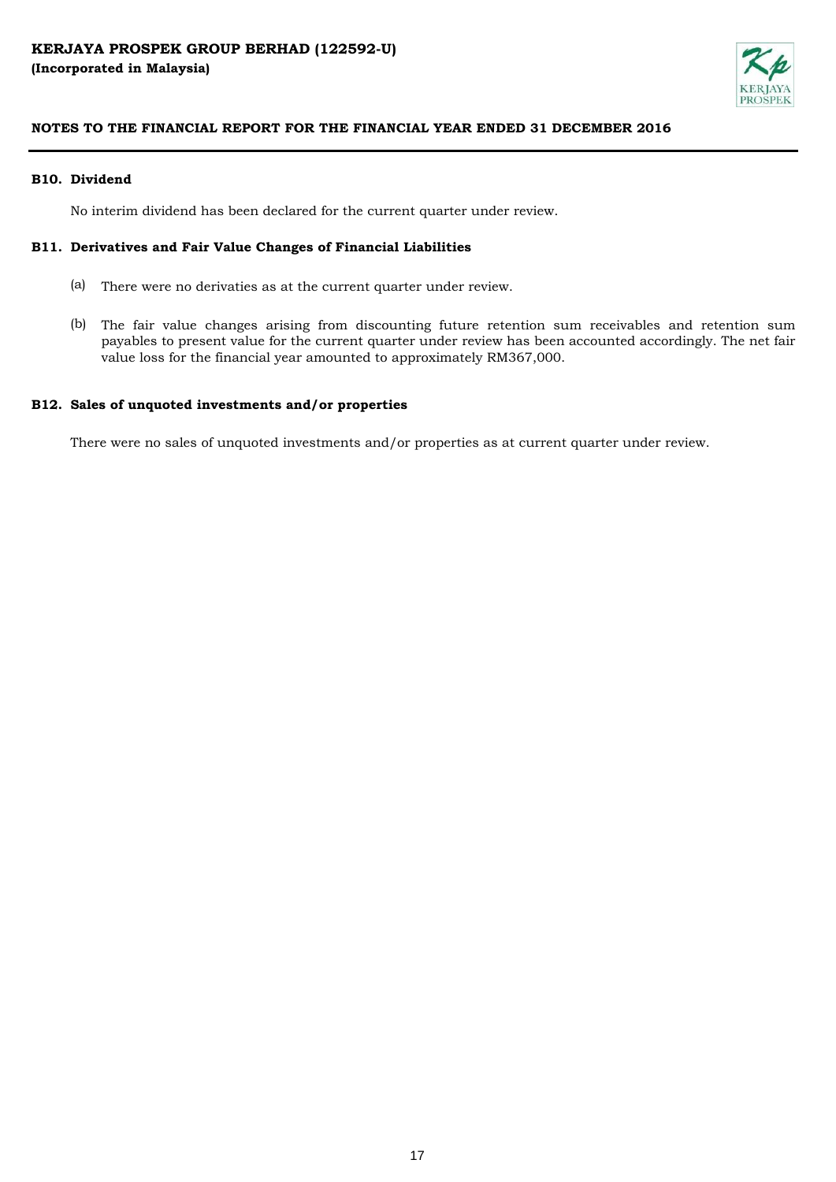## B10. Dividend

No interim dividend has been declared for the current quarter under review.

## B11. Derivatives and Fair Value Changes of Financial Liabilities

(a) There were no derivaties as at the current quarter under review.

(b) The fair value changes arising from discounting future retention sum receivables and retention sum payables to present value for the current quarter under review has been accounted accordingly. The net fair value loss for the financial year amounted to approximately RM367,000.

## B12. Sales of unquoted investments and/or properties

There were no sales of unquoted investments and/or properties as at current quarter under review.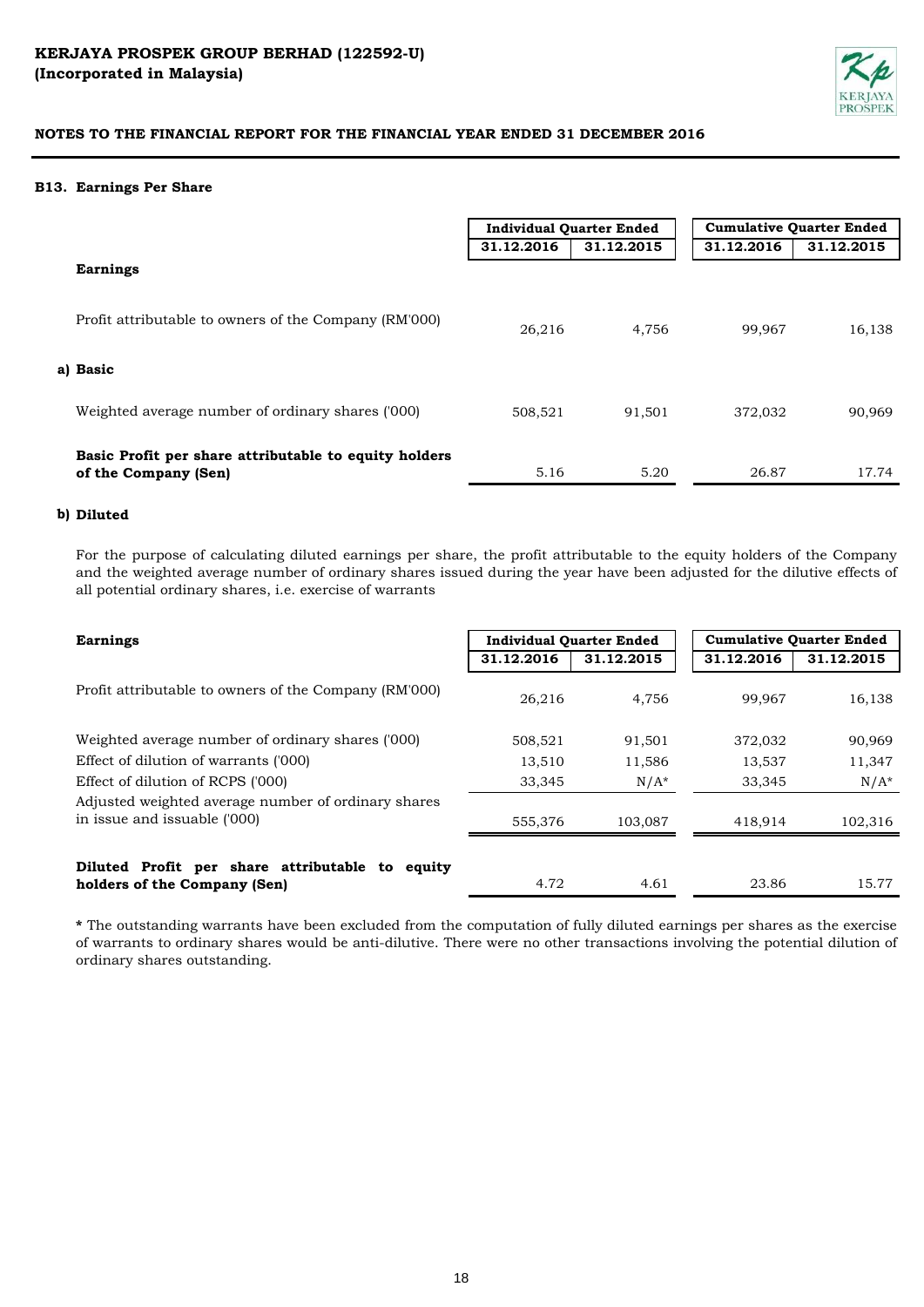**KERJAYA PROSPEK GROUP BERHAD (122592-U)**
**(Incorporated in Malaysia)**

**NOTES TO THE FINANCIAL REPORT FOR THE FINANCIAL YEAR ENDED 31 DECEMBER 2016**

### B13. Earnings Per Share

| | Individual Quarter Ended | | Cumulative Quarter Ended | |
|---|---|---|---|---|
| | 31.12.2016 | 31.12.2015 | 31.12.2016 | 31.12.2015 |
| **Earnings** | | | | |
| Profit attributable to owners of the Company (RM'000) | 26,216 | 4,756 | 99,967 | 16,138 |
| **a) Basic** | | | | |
| Weighted average number of ordinary shares ('000) | 508,521 | 91,501 | 372,032 | 90,969 |
| **Basic Profit per share attributable to equity holders of the Company (Sen)** | 5.16 | 5.20 | 26.87 | 17.74 |

**b) Diluted**

For the purpose of calculating diluted earnings per share, the profit attributable to the equity holders of the Company and the weighted average number of ordinary shares issued during the year have been adjusted for the dilutive effects of all potential ordinary shares, i.e. exercise of warrants

| **Earnings** | Individual Quarter Ended | | Cumulative Quarter Ended | |
|---|---|---|---|---|
| | 31.12.2016 | 31.12.2015 | 31.12.2016 | 31.12.2015 |
| Profit attributable to owners of the Company (RM'000) | 26,216 | 4,756 | 99,967 | 16,138 |
| Weighted average number of ordinary shares ('000) | 508,521 | 91,501 | 372,032 | 90,969 |
| Effect of dilution of warrants ('000) | 13,510 | 11,586 | 13,537 | 11,347 |
| Effect of dilution of RCPS ('000) | 33,345 | N/A* | 33,345 | N/A* |
| Adjusted weighted average number of ordinary shares in issue and issuable ('000) | 555,376 | 103,087 | 418,914 | 102,316 |
| **Diluted Profit per share attributable to equity holders of the Company (Sen)** | 4.72 | 4.61 | 23.86 | 15.77 |

**\*** The outstanding warrants have been excluded from the computation of fully diluted earnings per shares as the exercise of warrants to ordinary shares would be anti-dilutive. There were no other transactions involving the potential dilution of ordinary shares outstanding.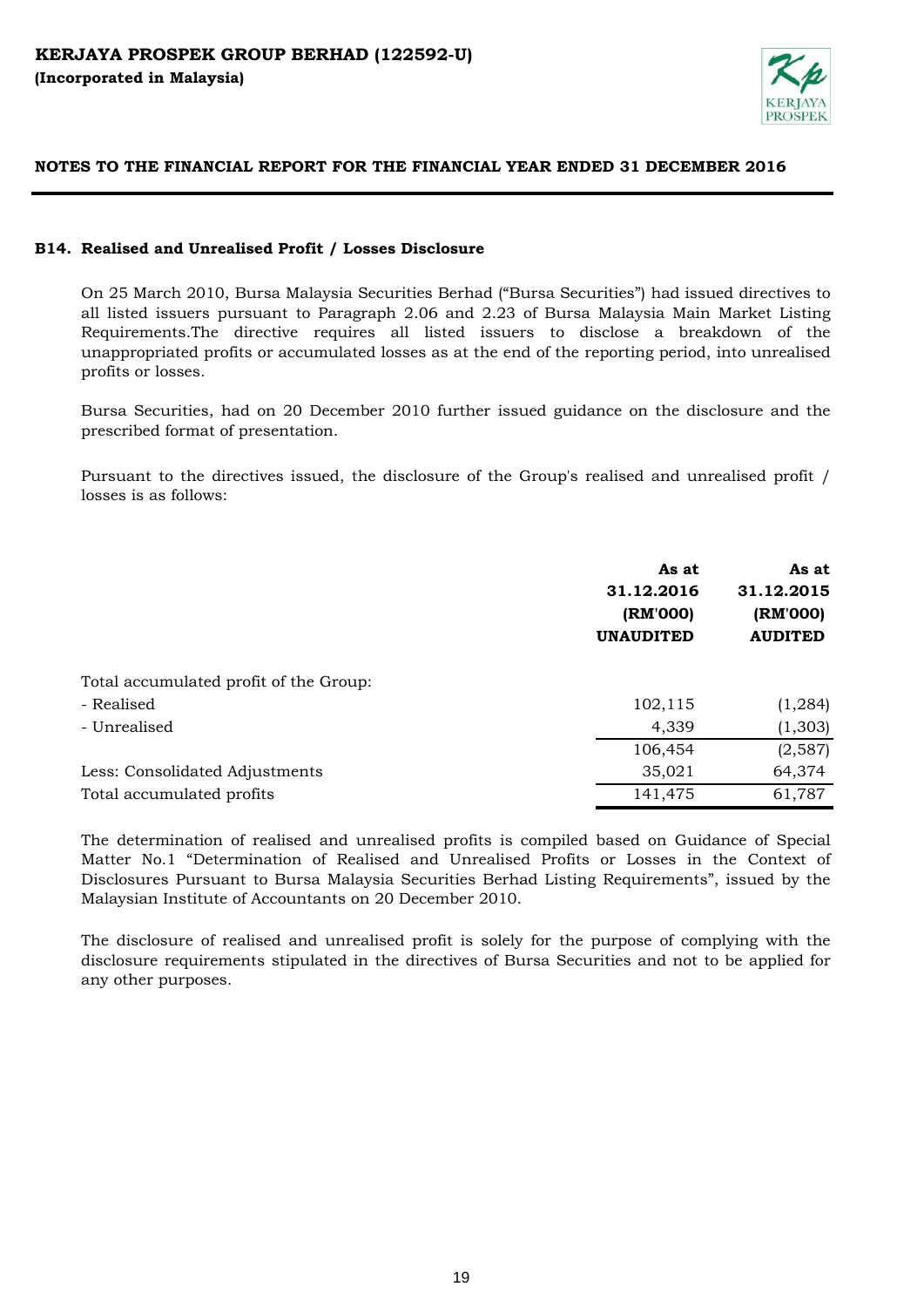**KERJAYA PROSPEK GROUP BERHAD (122592-U)**
**(Incorporated in Malaysia)**

**NOTES TO THE FINANCIAL REPORT FOR THE FINANCIAL YEAR ENDED 31 DECEMBER 2016**

**B14. Realised and Unrealised Profit / Losses Disclosure**

On 25 March 2010, Bursa Malaysia Securities Berhad ("Bursa Securities") had issued directives to all listed issuers pursuant to Paragraph 2.06 and 2.23 of Bursa Malaysia Main Market Listing Requirements.The directive requires all listed issuers to disclose a breakdown of the unappropriated profits or accumulated losses as at the end of the reporting period, into unrealised profits or losses.

Bursa Securities, had on 20 December 2010 further issued guidance on the disclosure and the prescribed format of presentation.

Pursuant to the directives issued, the disclosure of the Group's realised and unrealised profit / losses is as follows:

| | As at 31.12.2016 (RM'000) UNAUDITED | As at 31.12.2015 (RM'000) AUDITED |
|---|---|---|
| Total accumulated profit of the Group: | | |
| - Realised | 102,115 | (1,284) |
| - Unrealised | 4,339 | (1,303) |
| | 106,454 | (2,587) |
| Less: Consolidated Adjustments | 35,021 | 64,374 |
| Total accumulated profits | 141,475 | 61,787 |

The determination of realised and unrealised profits is compiled based on Guidance of Special Matter No.1 "Determination of Realised and Unrealised Profits or Losses in the Context of Disclosures Pursuant to Bursa Malaysia Securities Berhad Listing Requirements", issued by the Malaysian Institute of Accountants on 20 December 2010.

The disclosure of realised and unrealised profit is solely for the purpose of complying with the disclosure requirements stipulated in the directives of Bursa Securities and not to be applied for any other purposes.